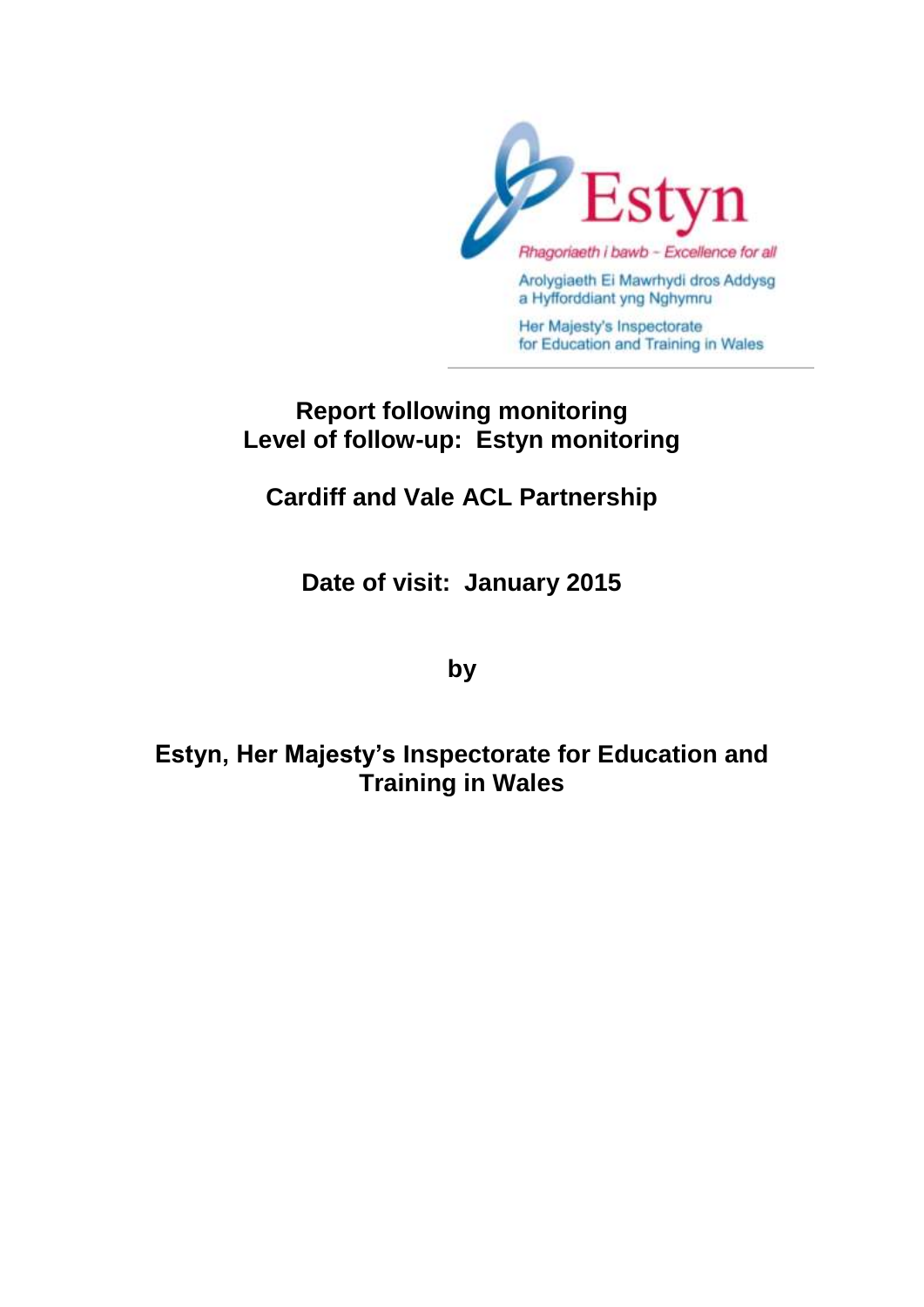Estyn

*Rhagoriaeth i bawb – Excellence for all*

Arolygiaeth Ei Mawrhydi dros Addysg a Hyfforddiant yng Nghymru

Her Majesty's Inspectorate for Education and Training in Wales

# Report following monitoring
# Level of follow-up: Estyn monitoring

## Cardiff and Vale ACL Partnership

## Date of visit: January 2015

## by

## Estyn, Her Majesty's Inspectorate for Education and Training in Wales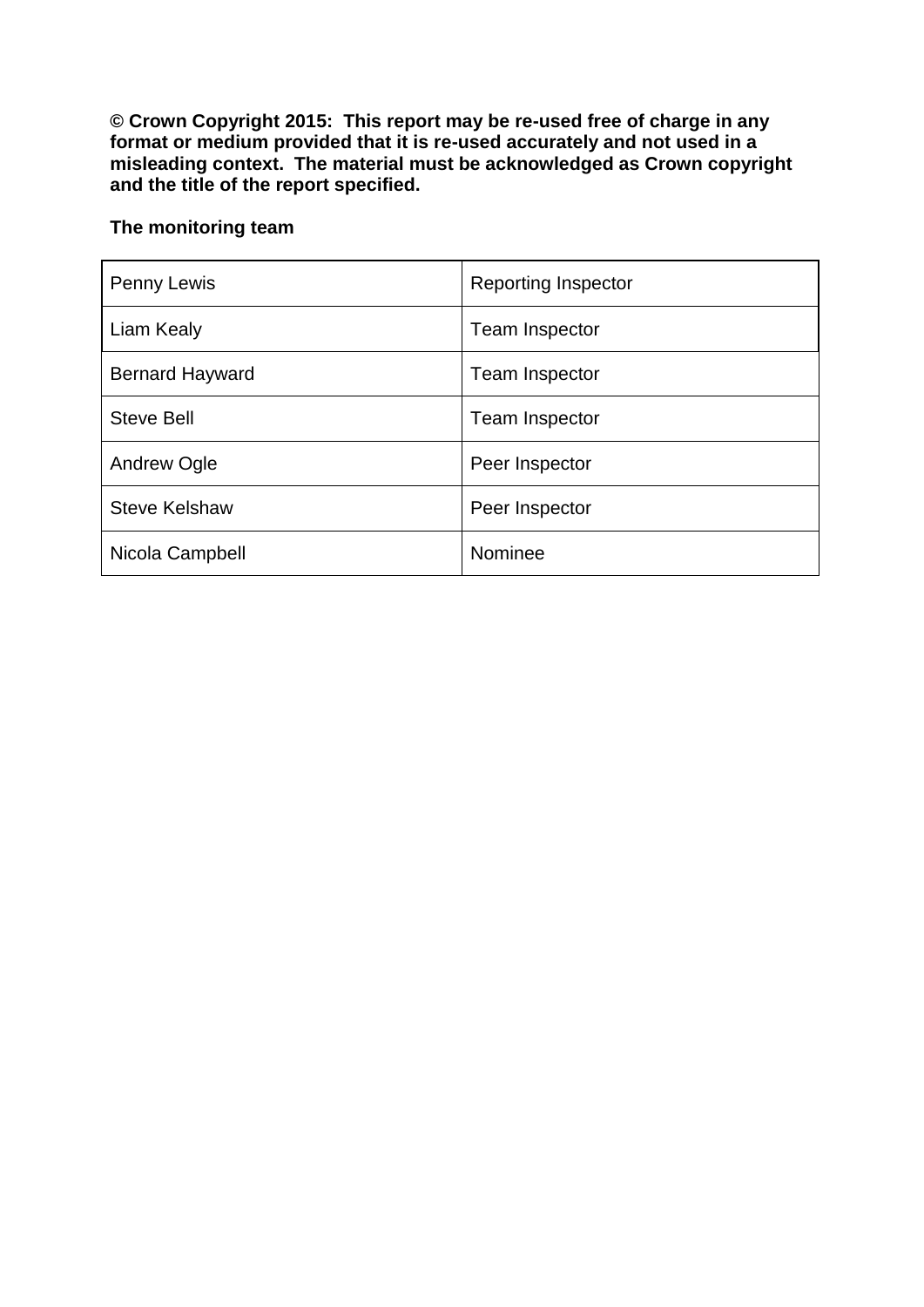**© Crown Copyright 2015: This report may be re-used free of charge in any format or medium provided that it is re-used accurately and not used in a misleading context. The material must be acknowledged as Crown copyright and the title of the report specified.**

**The monitoring team**

| | |
|---|---|
| Penny Lewis | Reporting Inspector |
| Liam Kealy | Team Inspector |
| Bernard Hayward | Team Inspector |
| Steve Bell | Team Inspector |
| Andrew Ogle | Peer Inspector |
| Steve Kelshaw | Peer Inspector |
| Nicola Campbell | Nominee |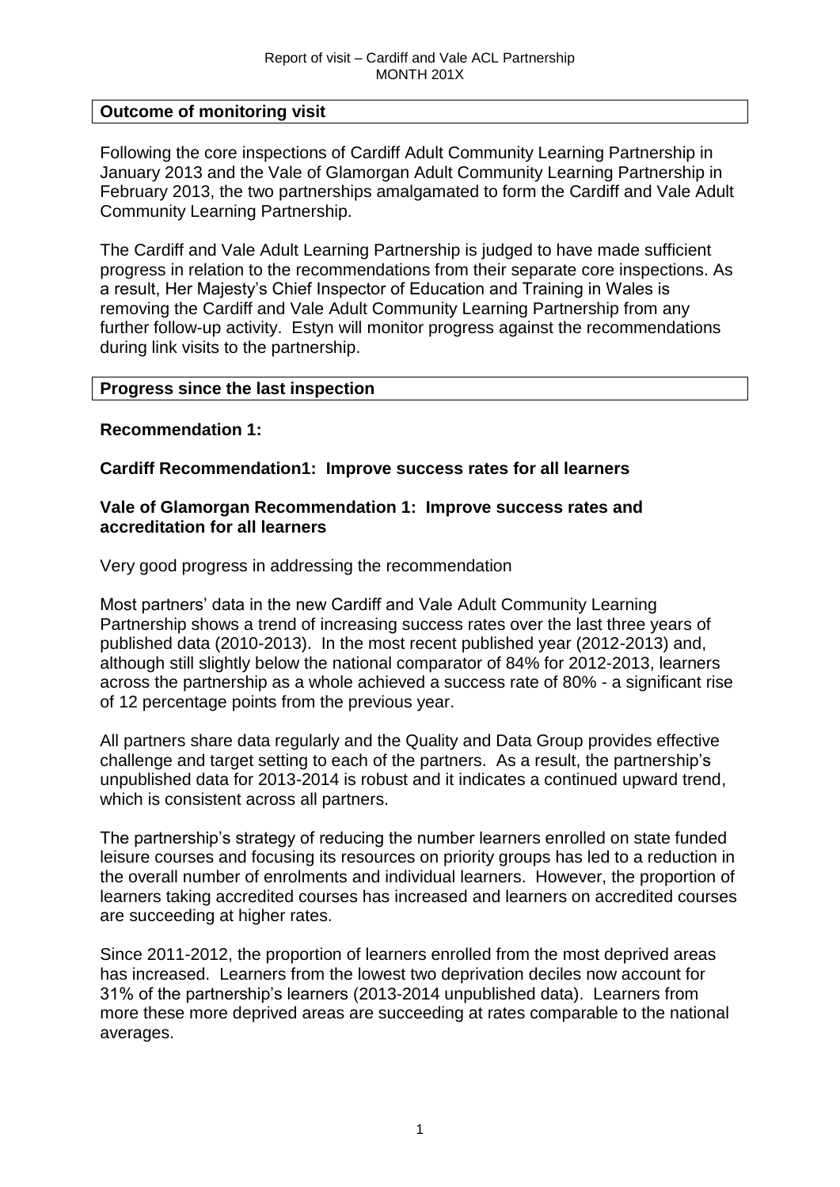## Outcome of monitoring visit

Following the core inspections of Cardiff Adult Community Learning Partnership in January 2013 and the Vale of Glamorgan Adult Community Learning Partnership in February 2013, the two partnerships amalgamated to form the Cardiff and Vale Adult Community Learning Partnership.

The Cardiff and Vale Adult Learning Partnership is judged to have made sufficient progress in relation to the recommendations from their separate core inspections. As a result, Her Majesty's Chief Inspector of Education and Training in Wales is removing the Cardiff and Vale Adult Community Learning Partnership from any further follow-up activity. Estyn will monitor progress against the recommendations during link visits to the partnership.

## Progress since the last inspection

**Recommendation 1:**

**Cardiff Recommendation1: Improve success rates for all learners**

**Vale of Glamorgan Recommendation 1: Improve success rates and accreditation for all learners**

Very good progress in addressing the recommendation

Most partners' data in the new Cardiff and Vale Adult Community Learning Partnership shows a trend of increasing success rates over the last three years of published data (2010-2013). In the most recent published year (2012-2013) and, although still slightly below the national comparator of 84% for 2012-2013, learners across the partnership as a whole achieved a success rate of 80% - a significant rise of 12 percentage points from the previous year.

All partners share data regularly and the Quality and Data Group provides effective challenge and target setting to each of the partners. As a result, the partnership's unpublished data for 2013-2014 is robust and it indicates a continued upward trend, which is consistent across all partners.

The partnership's strategy of reducing the number learners enrolled on state funded leisure courses and focusing its resources on priority groups has led to a reduction in the overall number of enrolments and individual learners. However, the proportion of learners taking accredited courses has increased and learners on accredited courses are succeeding at higher rates.

Since 2011-2012, the proportion of learners enrolled from the most deprived areas has increased. Learners from the lowest two deprivation deciles now account for 31% of the partnership's learners (2013-2014 unpublished data). Learners from more these more deprived areas are succeeding at rates comparable to the national averages.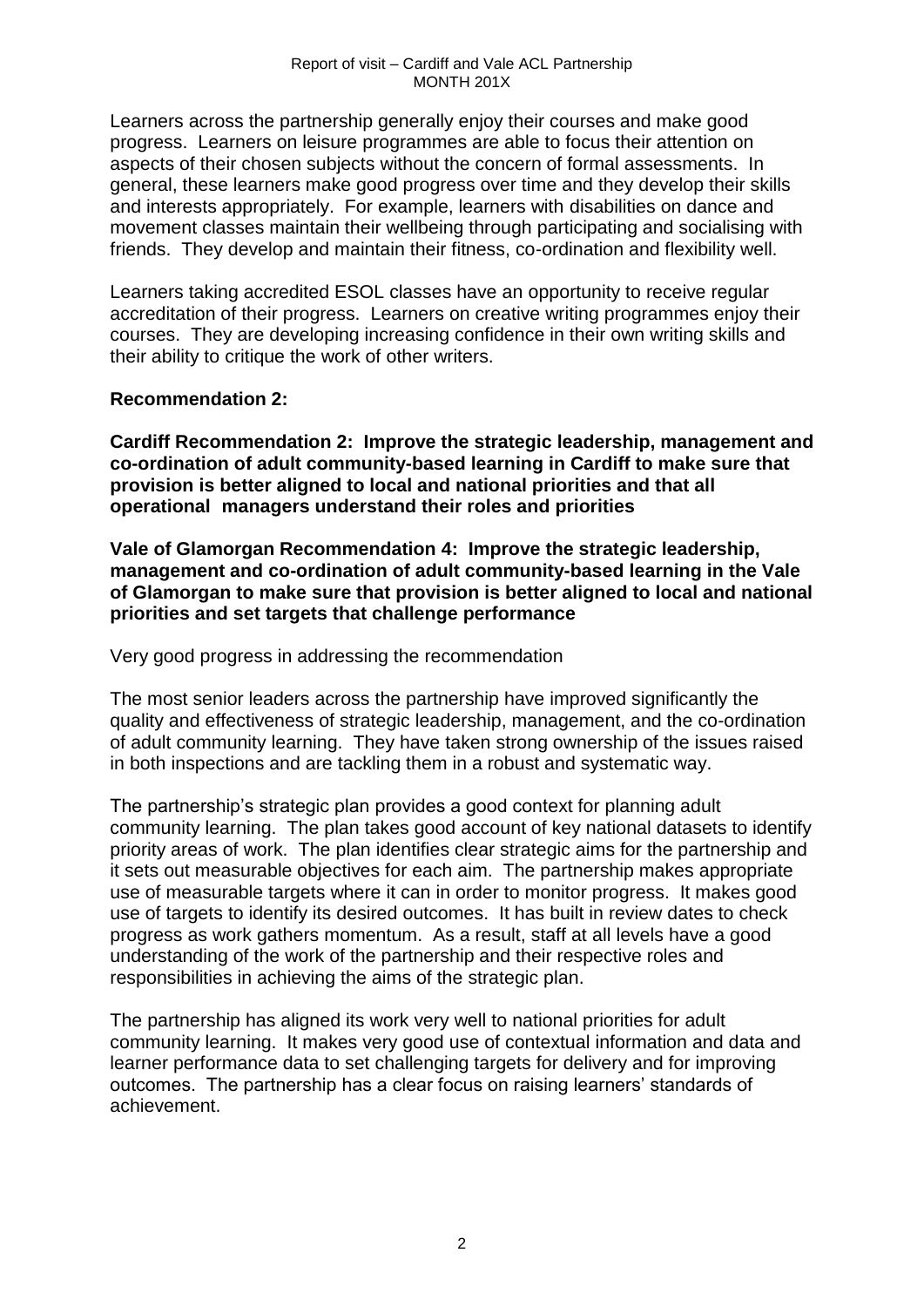Learners across the partnership generally enjoy their courses and make good progress. Learners on leisure programmes are able to focus their attention on aspects of their chosen subjects without the concern of formal assessments. In general, these learners make good progress over time and they develop their skills and interests appropriately. For example, learners with disabilities on dance and movement classes maintain their wellbeing through participating and socialising with friends. They develop and maintain their fitness, co-ordination and flexibility well.

Learners taking accredited ESOL classes have an opportunity to receive regular accreditation of their progress. Learners on creative writing programmes enjoy their courses. They are developing increasing confidence in their own writing skills and their ability to critique the work of other writers.

**Recommendation 2:**

**Cardiff Recommendation 2: Improve the strategic leadership, management and co-ordination of adult community-based learning in Cardiff to make sure that provision is better aligned to local and national priorities and that all operational managers understand their roles and priorities**

**Vale of Glamorgan Recommendation 4: Improve the strategic leadership, management and co-ordination of adult community-based learning in the Vale of Glamorgan to make sure that provision is better aligned to local and national priorities and set targets that challenge performance**

Very good progress in addressing the recommendation

The most senior leaders across the partnership have improved significantly the quality and effectiveness of strategic leadership, management, and the co-ordination of adult community learning. They have taken strong ownership of the issues raised in both inspections and are tackling them in a robust and systematic way.

The partnership's strategic plan provides a good context for planning adult community learning. The plan takes good account of key national datasets to identify priority areas of work. The plan identifies clear strategic aims for the partnership and it sets out measurable objectives for each aim. The partnership makes appropriate use of measurable targets where it can in order to monitor progress. It makes good use of targets to identify its desired outcomes. It has built in review dates to check progress as work gathers momentum. As a result, staff at all levels have a good understanding of the work of the partnership and their respective roles and responsibilities in achieving the aims of the strategic plan.

The partnership has aligned its work very well to national priorities for adult community learning. It makes very good use of contextual information and data and learner performance data to set challenging targets for delivery and for improving outcomes. The partnership has a clear focus on raising learners' standards of achievement.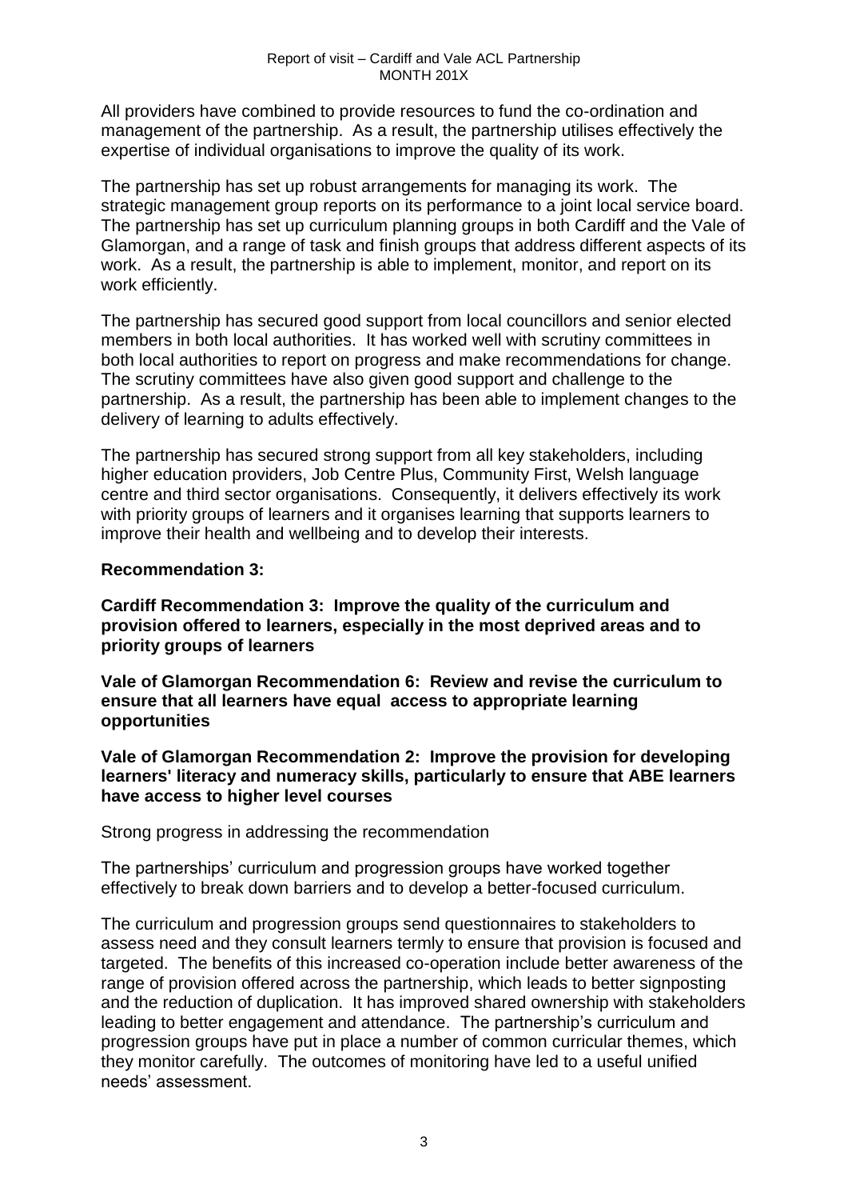All providers have combined to provide resources to fund the co-ordination and management of the partnership. As a result, the partnership utilises effectively the expertise of individual organisations to improve the quality of its work.

The partnership has set up robust arrangements for managing its work. The strategic management group reports on its performance to a joint local service board. The partnership has set up curriculum planning groups in both Cardiff and the Vale of Glamorgan, and a range of task and finish groups that address different aspects of its work. As a result, the partnership is able to implement, monitor, and report on its work efficiently.

The partnership has secured good support from local councillors and senior elected members in both local authorities. It has worked well with scrutiny committees in both local authorities to report on progress and make recommendations for change. The scrutiny committees have also given good support and challenge to the partnership. As a result, the partnership has been able to implement changes to the delivery of learning to adults effectively.

The partnership has secured strong support from all key stakeholders, including higher education providers, Job Centre Plus, Community First, Welsh language centre and third sector organisations. Consequently, it delivers effectively its work with priority groups of learners and it organises learning that supports learners to improve their health and wellbeing and to develop their interests.

**Recommendation 3:**

**Cardiff Recommendation 3: Improve the quality of the curriculum and provision offered to learners, especially in the most deprived areas and to priority groups of learners**

**Vale of Glamorgan Recommendation 6: Review and revise the curriculum to ensure that all learners have equal access to appropriate learning opportunities**

**Vale of Glamorgan Recommendation 2: Improve the provision for developing learners' literacy and numeracy skills, particularly to ensure that ABE learners have access to higher level courses**

Strong progress in addressing the recommendation

The partnerships' curriculum and progression groups have worked together effectively to break down barriers and to develop a better-focused curriculum.

The curriculum and progression groups send questionnaires to stakeholders to assess need and they consult learners termly to ensure that provision is focused and targeted. The benefits of this increased co-operation include better awareness of the range of provision offered across the partnership, which leads to better signposting and the reduction of duplication. It has improved shared ownership with stakeholders leading to better engagement and attendance. The partnership's curriculum and progression groups have put in place a number of common curricular themes, which they monitor carefully. The outcomes of monitoring have led to a useful unified needs' assessment.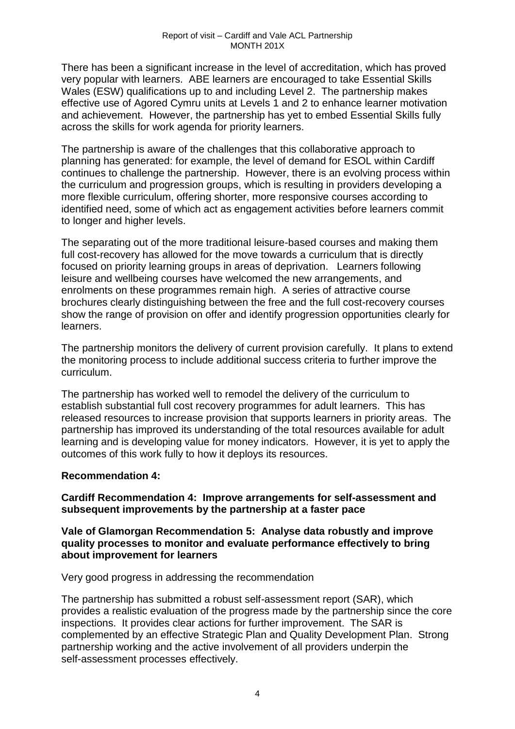There has been a significant increase in the level of accreditation, which has proved very popular with learners. ABE learners are encouraged to take Essential Skills Wales (ESW) qualifications up to and including Level 2. The partnership makes effective use of Agored Cymru units at Levels 1 and 2 to enhance learner motivation and achievement. However, the partnership has yet to embed Essential Skills fully across the skills for work agenda for priority learners.

The partnership is aware of the challenges that this collaborative approach to planning has generated: for example, the level of demand for ESOL within Cardiff continues to challenge the partnership. However, there is an evolving process within the curriculum and progression groups, which is resulting in providers developing a more flexible curriculum, offering shorter, more responsive courses according to identified need, some of which act as engagement activities before learners commit to longer and higher levels.

The separating out of the more traditional leisure-based courses and making them full cost-recovery has allowed for the move towards a curriculum that is directly focused on priority learning groups in areas of deprivation. Learners following leisure and wellbeing courses have welcomed the new arrangements, and enrolments on these programmes remain high. A series of attractive course brochures clearly distinguishing between the free and the full cost-recovery courses show the range of provision on offer and identify progression opportunities clearly for learners.

The partnership monitors the delivery of current provision carefully. It plans to extend the monitoring process to include additional success criteria to further improve the curriculum.

The partnership has worked well to remodel the delivery of the curriculum to establish substantial full cost recovery programmes for adult learners. This has released resources to increase provision that supports learners in priority areas. The partnership has improved its understanding of the total resources available for adult learning and is developing value for money indicators. However, it is yet to apply the outcomes of this work fully to how it deploys its resources.

**Recommendation 4:**

**Cardiff Recommendation 4: Improve arrangements for self-assessment and subsequent improvements by the partnership at a faster pace**

**Vale of Glamorgan Recommendation 5: Analyse data robustly and improve quality processes to monitor and evaluate performance effectively to bring about improvement for learners**

Very good progress in addressing the recommendation

The partnership has submitted a robust self-assessment report (SAR), which provides a realistic evaluation of the progress made by the partnership since the core inspections. It provides clear actions for further improvement. The SAR is complemented by an effective Strategic Plan and Quality Development Plan. Strong partnership working and the active involvement of all providers underpin the self-assessment processes effectively.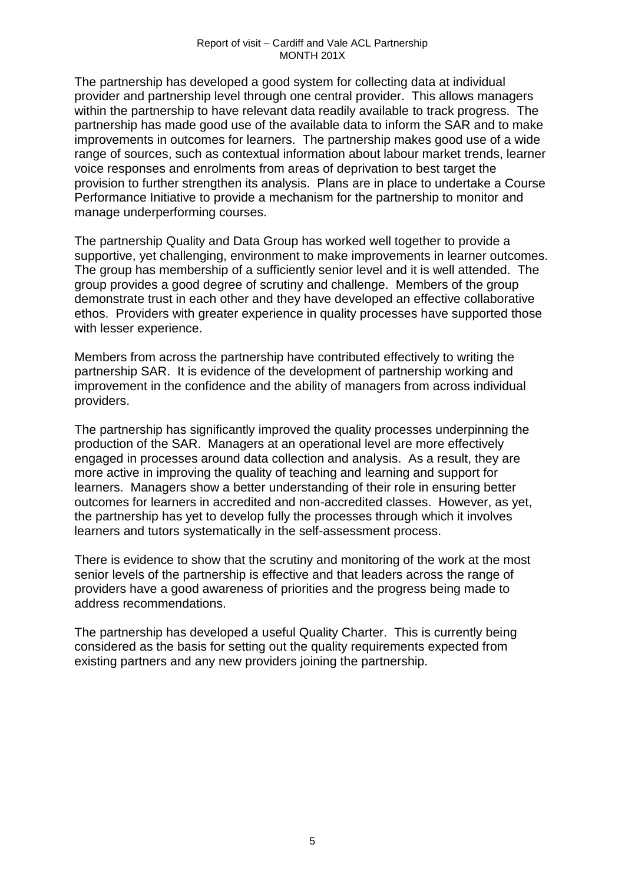The partnership has developed a good system for collecting data at individual provider and partnership level through one central provider. This allows managers within the partnership to have relevant data readily available to track progress. The partnership has made good use of the available data to inform the SAR and to make improvements in outcomes for learners. The partnership makes good use of a wide range of sources, such as contextual information about labour market trends, learner voice responses and enrolments from areas of deprivation to best target the provision to further strengthen its analysis. Plans are in place to undertake a Course Performance Initiative to provide a mechanism for the partnership to monitor and manage underperforming courses.

The partnership Quality and Data Group has worked well together to provide a supportive, yet challenging, environment to make improvements in learner outcomes. The group has membership of a sufficiently senior level and it is well attended. The group provides a good degree of scrutiny and challenge. Members of the group demonstrate trust in each other and they have developed an effective collaborative ethos. Providers with greater experience in quality processes have supported those with lesser experience.

Members from across the partnership have contributed effectively to writing the partnership SAR. It is evidence of the development of partnership working and improvement in the confidence and the ability of managers from across individual providers.

The partnership has significantly improved the quality processes underpinning the production of the SAR. Managers at an operational level are more effectively engaged in processes around data collection and analysis. As a result, they are more active in improving the quality of teaching and learning and support for learners. Managers show a better understanding of their role in ensuring better outcomes for learners in accredited and non-accredited classes. However, as yet, the partnership has yet to develop fully the processes through which it involves learners and tutors systematically in the self-assessment process.

There is evidence to show that the scrutiny and monitoring of the work at the most senior levels of the partnership is effective and that leaders across the range of providers have a good awareness of priorities and the progress being made to address recommendations.

The partnership has developed a useful Quality Charter. This is currently being considered as the basis for setting out the quality requirements expected from existing partners and any new providers joining the partnership.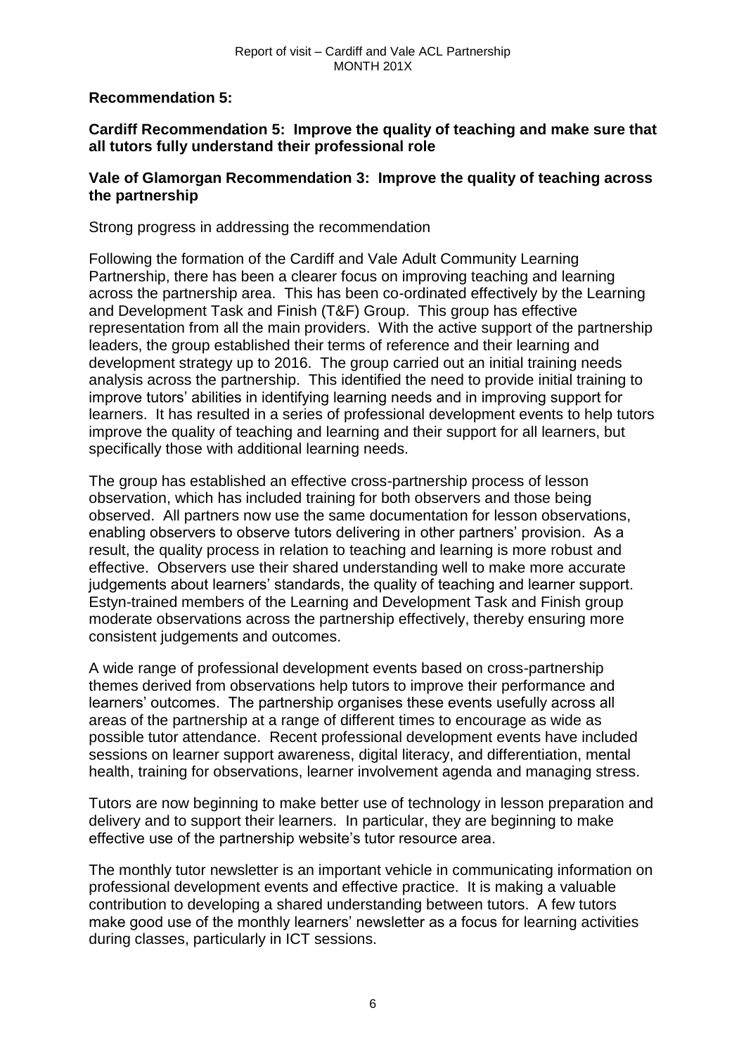**Recommendation 5:**

**Cardiff Recommendation 5: Improve the quality of teaching and make sure that all tutors fully understand their professional role**

**Vale of Glamorgan Recommendation 3: Improve the quality of teaching across the partnership**

Strong progress in addressing the recommendation

Following the formation of the Cardiff and Vale Adult Community Learning Partnership, there has been a clearer focus on improving teaching and learning across the partnership area. This has been co-ordinated effectively by the Learning and Development Task and Finish (T&F) Group. This group has effective representation from all the main providers. With the active support of the partnership leaders, the group established their terms of reference and their learning and development strategy up to 2016. The group carried out an initial training needs analysis across the partnership. This identified the need to provide initial training to improve tutors' abilities in identifying learning needs and in improving support for learners. It has resulted in a series of professional development events to help tutors improve the quality of teaching and learning and their support for all learners, but specifically those with additional learning needs.

The group has established an effective cross-partnership process of lesson observation, which has included training for both observers and those being observed. All partners now use the same documentation for lesson observations, enabling observers to observe tutors delivering in other partners' provision. As a result, the quality process in relation to teaching and learning is more robust and effective. Observers use their shared understanding well to make more accurate judgements about learners' standards, the quality of teaching and learner support. Estyn-trained members of the Learning and Development Task and Finish group moderate observations across the partnership effectively, thereby ensuring more consistent judgements and outcomes.

A wide range of professional development events based on cross-partnership themes derived from observations help tutors to improve their performance and learners' outcomes. The partnership organises these events usefully across all areas of the partnership at a range of different times to encourage as wide as possible tutor attendance. Recent professional development events have included sessions on learner support awareness, digital literacy, and differentiation, mental health, training for observations, learner involvement agenda and managing stress.

Tutors are now beginning to make better use of technology in lesson preparation and delivery and to support their learners. In particular, they are beginning to make effective use of the partnership website's tutor resource area.

The monthly tutor newsletter is an important vehicle in communicating information on professional development events and effective practice. It is making a valuable contribution to developing a shared understanding between tutors. A few tutors make good use of the monthly learners' newsletter as a focus for learning activities during classes, particularly in ICT sessions.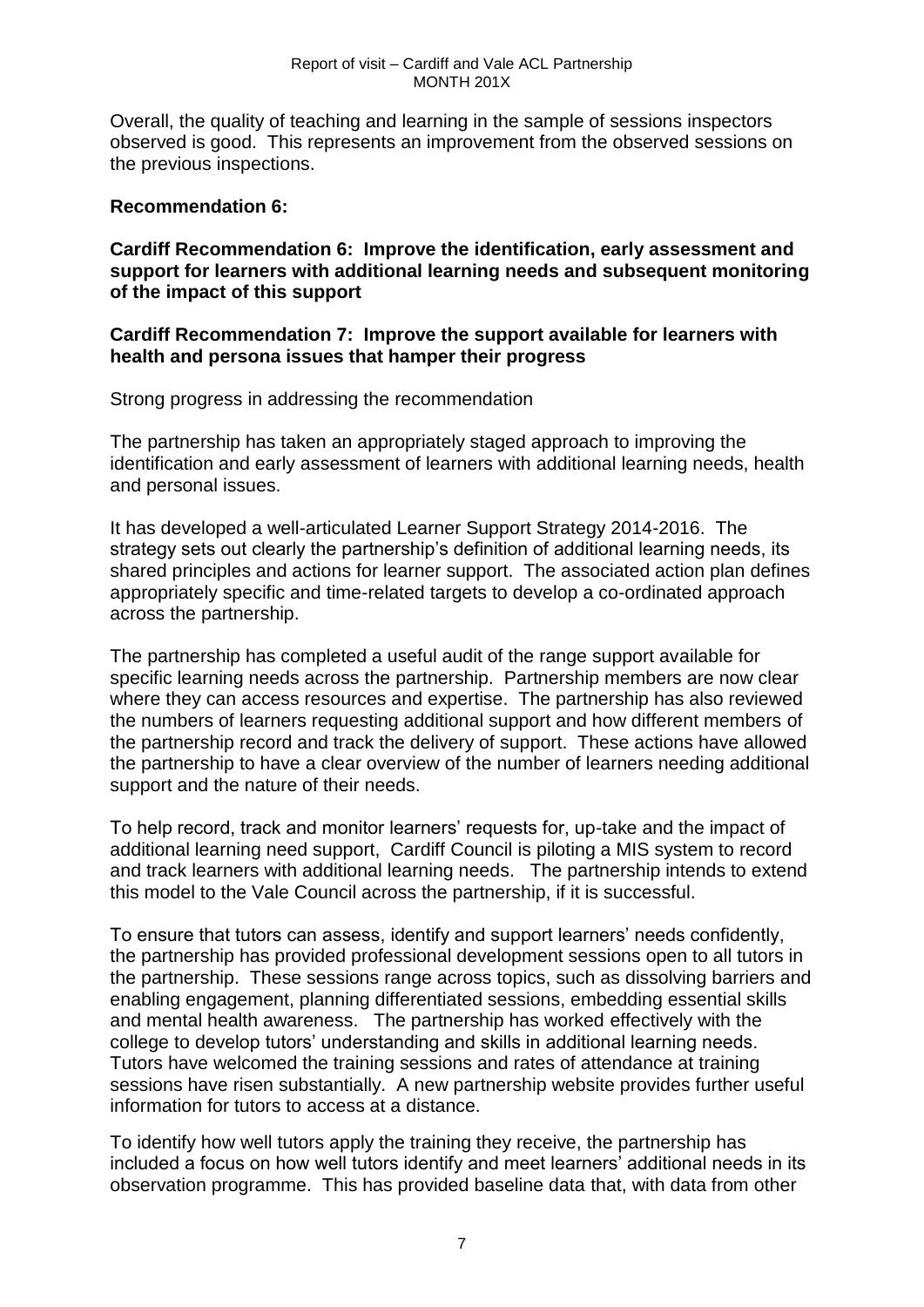Overall, the quality of teaching and learning in the sample of sessions inspectors observed is good. This represents an improvement from the observed sessions on the previous inspections.

**Recommendation 6:**

**Cardiff Recommendation 6: Improve the identification, early assessment and support for learners with additional learning needs and subsequent monitoring of the impact of this support**

**Cardiff Recommendation 7: Improve the support available for learners with health and persona issues that hamper their progress**

Strong progress in addressing the recommendation

The partnership has taken an appropriately staged approach to improving the identification and early assessment of learners with additional learning needs, health and personal issues.

It has developed a well-articulated Learner Support Strategy 2014-2016. The strategy sets out clearly the partnership's definition of additional learning needs, its shared principles and actions for learner support. The associated action plan defines appropriately specific and time-related targets to develop a co-ordinated approach across the partnership.

The partnership has completed a useful audit of the range support available for specific learning needs across the partnership. Partnership members are now clear where they can access resources and expertise. The partnership has also reviewed the numbers of learners requesting additional support and how different members of the partnership record and track the delivery of support. These actions have allowed the partnership to have a clear overview of the number of learners needing additional support and the nature of their needs.

To help record, track and monitor learners' requests for, up-take and the impact of additional learning need support, Cardiff Council is piloting a MIS system to record and track learners with additional learning needs. The partnership intends to extend this model to the Vale Council across the partnership, if it is successful.

To ensure that tutors can assess, identify and support learners' needs confidently, the partnership has provided professional development sessions open to all tutors in the partnership. These sessions range across topics, such as dissolving barriers and enabling engagement, planning differentiated sessions, embedding essential skills and mental health awareness. The partnership has worked effectively with the college to develop tutors' understanding and skills in additional learning needs. Tutors have welcomed the training sessions and rates of attendance at training sessions have risen substantially. A new partnership website provides further useful information for tutors to access at a distance.

To identify how well tutors apply the training they receive, the partnership has included a focus on how well tutors identify and meet learners' additional needs in its observation programme. This has provided baseline data that, with data from other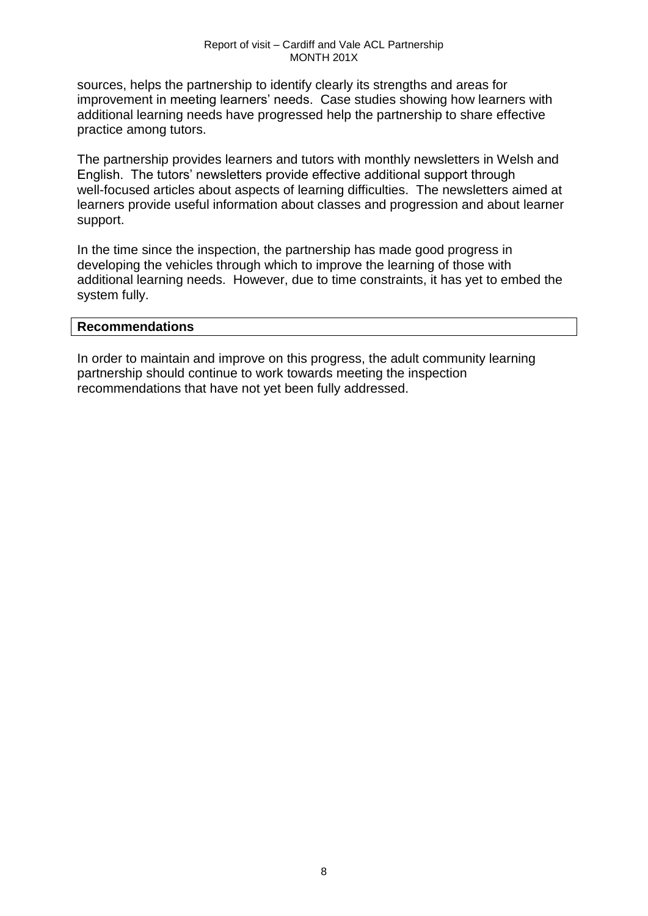sources, helps the partnership to identify clearly its strengths and areas for improvement in meeting learners' needs. Case studies showing how learners with additional learning needs have progressed help the partnership to share effective practice among tutors.

The partnership provides learners and tutors with monthly newsletters in Welsh and English. The tutors' newsletters provide effective additional support through well-focused articles about aspects of learning difficulties. The newsletters aimed at learners provide useful information about classes and progression and about learner support.

In the time since the inspection, the partnership has made good progress in developing the vehicles through which to improve the learning of those with additional learning needs. However, due to time constraints, it has yet to embed the system fully.

## Recommendations

In order to maintain and improve on this progress, the adult community learning partnership should continue to work towards meeting the inspection recommendations that have not yet been fully addressed.